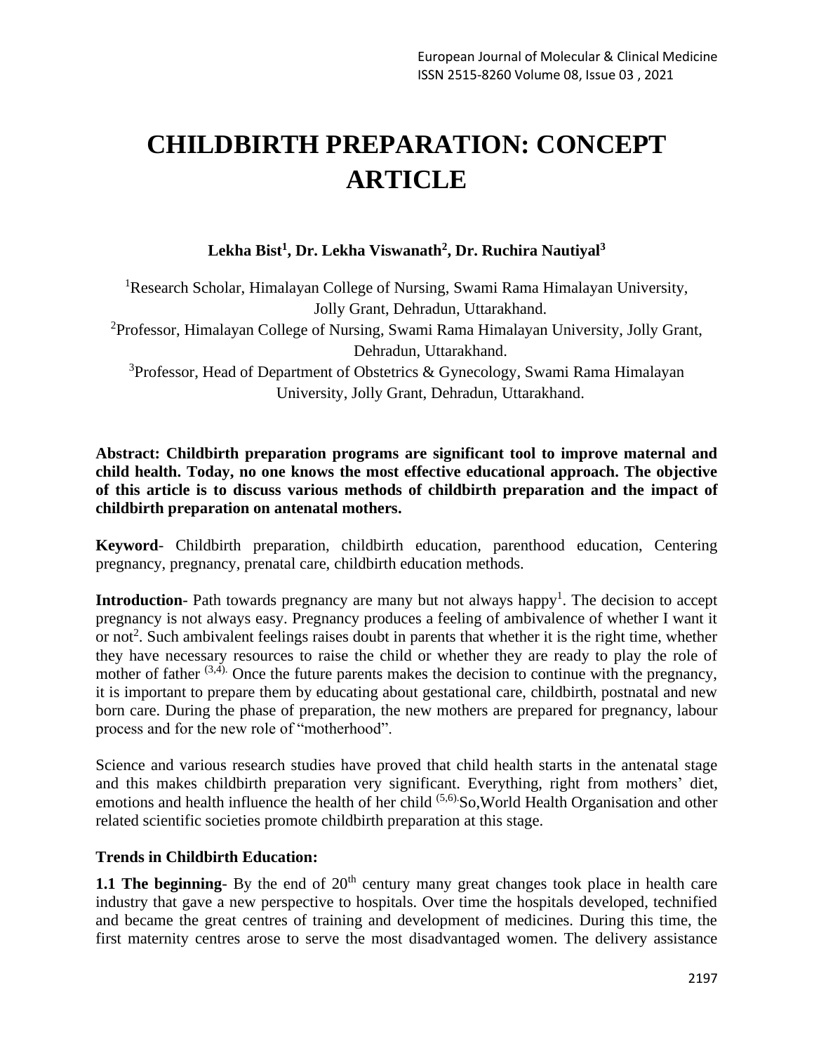# CHILDBIRTH PREPARATION: CONCEPT ARTICLE

**Lekha Bist[1], Dr. Lekha Viswanath[2], Dr. Ruchira Nautiyal[3]**

[1]Research Scholar, Himalayan College of Nursing, Swami Rama Himalayan University, Jolly Grant, Dehradun, Uttarakhand.

[2]Professor, Himalayan College of Nursing, Swami Rama Himalayan University, Jolly Grant, Dehradun, Uttarakhand.

[3]Professor, Head of Department of Obstetrics & Gynecology, Swami Rama Himalayan University, Jolly Grant, Dehradun, Uttarakhand.

**Abstract: Childbirth preparation programs are significant tool to improve maternal and child health. Today, no one knows the most effective educational approach. The objective of this article is to discuss various methods of childbirth preparation and the impact of childbirth preparation on antenatal mothers.**

**Keyword**- Childbirth preparation, childbirth education, parenthood education, Centering pregnancy, pregnancy, prenatal care, childbirth education methods.

**Introduction**- Path towards pregnancy are many but not always happy[1]. The decision to accept pregnancy is not always easy. Pregnancy produces a feeling of ambivalence of whether I want it or not[2]. Such ambivalent feelings raises doubt in parents that whether it is the right time, whether they have necessary resources to raise the child or whether they are ready to play the role of mother of father [(3,4).] Once the future parents makes the decision to continue with the pregnancy, it is important to prepare them by educating about gestational care, childbirth, postnatal and new born care. During the phase of preparation, the new mothers are prepared for pregnancy, labour process and for the new role of "motherhood".

Science and various research studies have proved that child health starts in the antenatal stage and this makes childbirth preparation very significant. Everything, right from mothers' diet, emotions and health influence the health of her child [(5,6).]So,World Health Organisation and other related scientific societies promote childbirth preparation at this stage.

### Trends in Childbirth Education:

**1.1 The beginning**- By the end of 20th century many great changes took place in health care industry that gave a new perspective to hospitals. Over time the hospitals developed, technified and became the great centres of training and development of medicines. During this time, the first maternity centres arose to serve the most disadvantaged women. The delivery assistance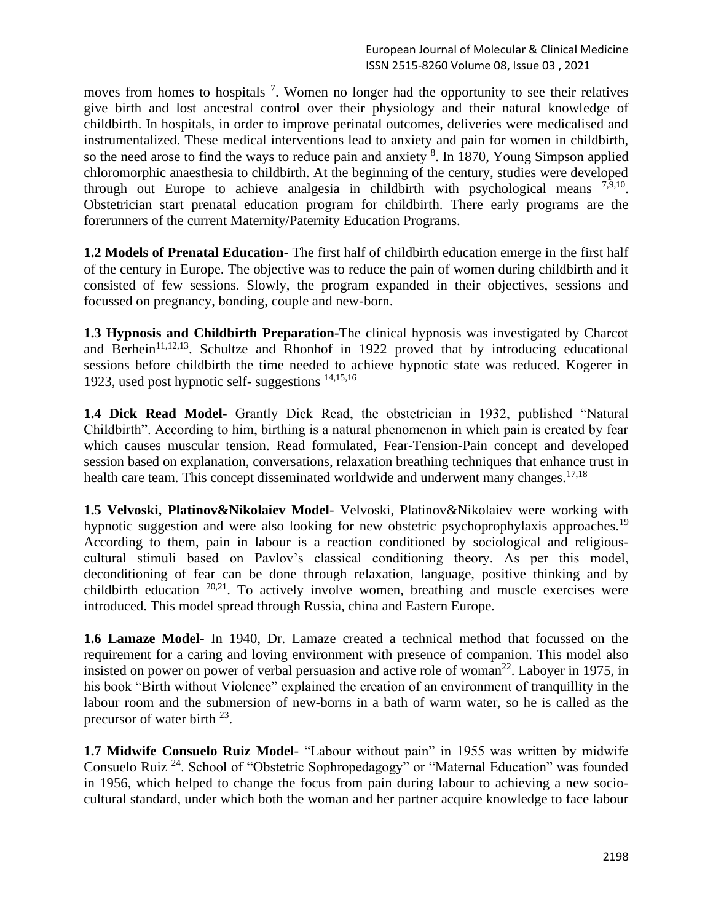moves from homes to hospitals [7]. Women no longer had the opportunity to see their relatives give birth and lost ancestral control over their physiology and their natural knowledge of childbirth. In hospitals, in order to improve perinatal outcomes, deliveries were medicalised and instrumentalized. These medical interventions lead to anxiety and pain for women in childbirth, so the need arose to find the ways to reduce pain and anxiety [8]. In 1870, Young Simpson applied chloromorphic anaesthesia to childbirth. At the beginning of the century, studies were developed through out Europe to achieve analgesia in childbirth with psychological means [7,9,10]. Obstetrician start prenatal education program for childbirth. There early programs are the forerunners of the current Maternity/Paternity Education Programs.

**1.2 Models of Prenatal Education**- The first half of childbirth education emerge in the first half of the century in Europe. The objective was to reduce the pain of women during childbirth and it consisted of few sessions. Slowly, the program expanded in their objectives, sessions and focussed on pregnancy, bonding, couple and new-born.

**1.3 Hypnosis and Childbirth Preparation**-The clinical hypnosis was investigated by Charcot and Berhein[11,12,13]. Schultze and Rhonhof in 1922 proved that by introducing educational sessions before childbirth the time needed to achieve hypnotic state was reduced. Kogerer in 1923, used post hypnotic self- suggestions [14,15,16]

**1.4 Dick Read Model**- Grantly Dick Read, the obstetrician in 1932, published "Natural Childbirth". According to him, birthing is a natural phenomenon in which pain is created by fear which causes muscular tension. Read formulated, Fear-Tension-Pain concept and developed session based on explanation, conversations, relaxation breathing techniques that enhance trust in health care team. This concept disseminated worldwide and underwent many changes.[17,18]

**1.5 Velvoski, Platinov&Nikolaiev Model**- Velvoski, Platinov&Nikolaiev were working with hypnotic suggestion and were also looking for new obstetric psychoprophylaxis approaches.[19] According to them, pain in labour is a reaction conditioned by sociological and religious-cultural stimuli based on Pavlov's classical conditioning theory. As per this model, deconditioning of fear can be done through relaxation, language, positive thinking and by childbirth education [20,21]. To actively involve women, breathing and muscle exercises were introduced. This model spread through Russia, china and Eastern Europe.

**1.6 Lamaze Model**- In 1940, Dr. Lamaze created a technical method that focussed on the requirement for a caring and loving environment with presence of companion. This model also insisted on power on power of verbal persuasion and active role of woman[22]. Laboyer in 1975, in his book "Birth without Violence" explained the creation of an environment of tranquillity in the labour room and the submersion of new-borns in a bath of warm water, so he is called as the precursor of water birth [23].

**1.7 Midwife Consuelo Ruiz Model**- "Labour without pain" in 1955 was written by midwife Consuelo Ruiz [24]. School of "Obstetric Sophropedagogy" or "Maternal Education" was founded in 1956, which helped to change the focus from pain during labour to achieving a new socio-cultural standard, under which both the woman and her partner acquire knowledge to face labour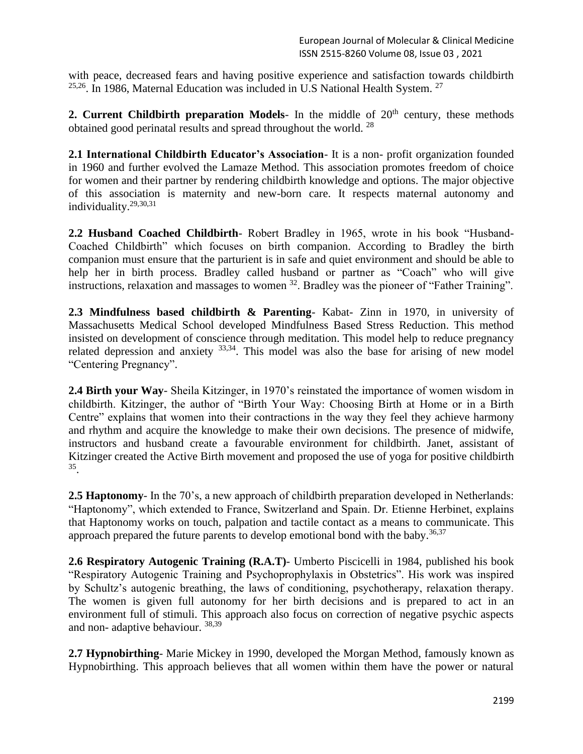with peace, decreased fears and having positive experience and satisfaction towards childbirth [25,26]. In 1986, Maternal Education was included in U.S National Health System. [27]

**2. Current Childbirth preparation Models**- In the middle of 20th century, these methods obtained good perinatal results and spread throughout the world. [28]

**2.1 International Childbirth Educator's Association**- It is a non- profit organization founded in 1960 and further evolved the Lamaze Method. This association promotes freedom of choice for women and their partner by rendering childbirth knowledge and options. The major objective of this association is maternity and new-born care. It respects maternal autonomy and individuality.[29,30,31]

**2.2 Husband Coached Childbirth**- Robert Bradley in 1965, wrote in his book "Husband-Coached Childbirth" which focuses on birth companion. According to Bradley the birth companion must ensure that the parturient is in safe and quiet environment and should be able to help her in birth process. Bradley called husband or partner as "Coach" who will give instructions, relaxation and massages to women [32]. Bradley was the pioneer of "Father Training".

**2.3 Mindfulness based childbirth & Parenting**- Kabat- Zinn in 1970, in university of Massachusetts Medical School developed Mindfulness Based Stress Reduction. This method insisted on development of conscience through meditation. This model help to reduce pregnancy related depression and anxiety [33,34]. This model was also the base for arising of new model "Centering Pregnancy".

**2.4 Birth your Way**- Sheila Kitzinger, in 1970's reinstated the importance of women wisdom in childbirth. Kitzinger, the author of "Birth Your Way: Choosing Birth at Home or in a Birth Centre" explains that women into their contractions in the way they feel they achieve harmony and rhythm and acquire the knowledge to make their own decisions. The presence of midwife, instructors and husband create a favourable environment for childbirth. Janet, assistant of Kitzinger created the Active Birth movement and proposed the use of yoga for positive childbirth [35].

**2.5 Haptonomy**- In the 70's, a new approach of childbirth preparation developed in Netherlands: "Haptonomy", which extended to France, Switzerland and Spain. Dr. Etienne Herbinet, explains that Haptonomy works on touch, palpation and tactile contact as a means to communicate. This approach prepared the future parents to develop emotional bond with the baby.[36,37]

**2.6 Respiratory Autogenic Training (R.A.T)**- Umberto Piscicelli in 1984, published his book "Respiratory Autogenic Training and Psychoprophylaxis in Obstetrics". His work was inspired by Schultz's autogenic breathing, the laws of conditioning, psychotherapy, relaxation therapy. The women is given full autonomy for her birth decisions and is prepared to act in an environment full of stimuli. This approach also focus on correction of negative psychic aspects and non- adaptive behaviour. [38,39]

**2.7 Hypnobirthing**- Marie Mickey in 1990, developed the Morgan Method, famously known as Hypnobirthing. This approach believes that all women within them have the power or natural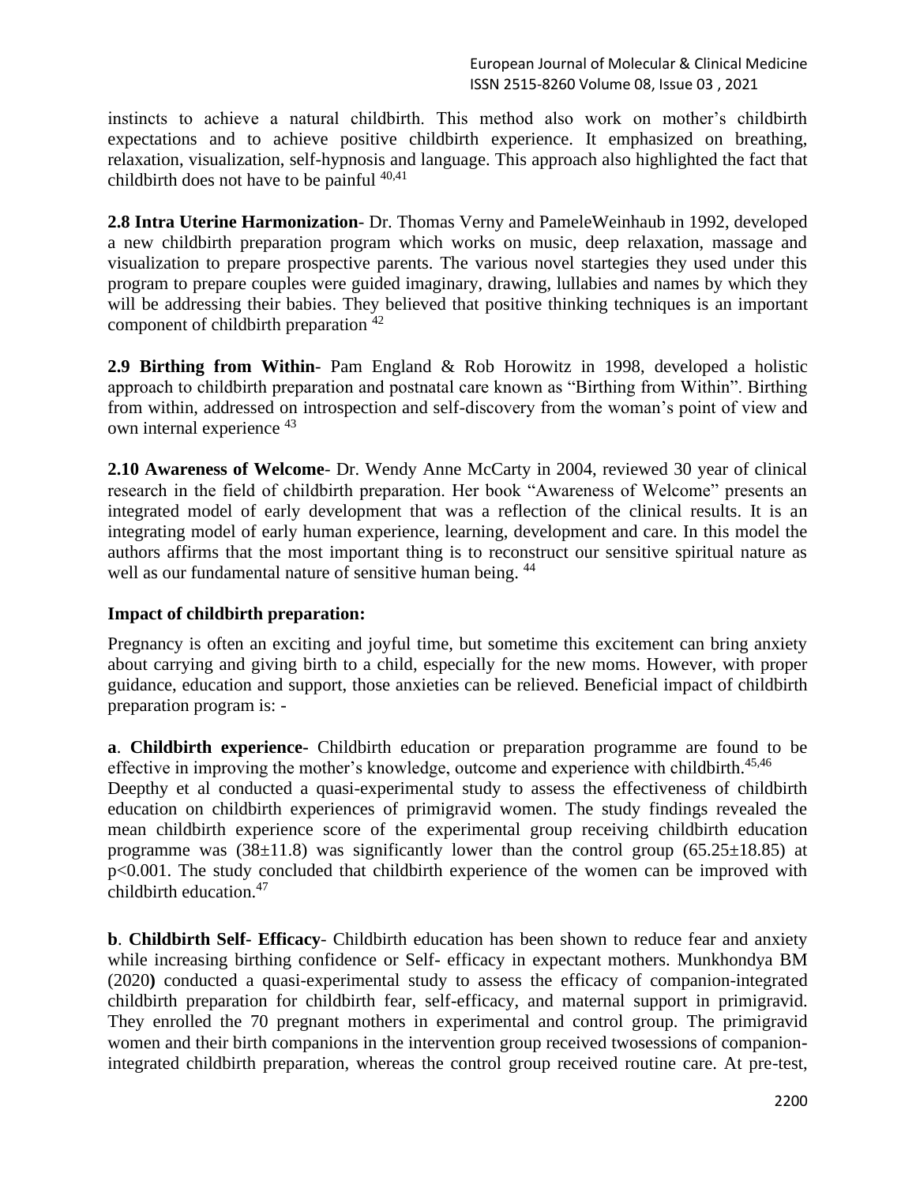instincts to achieve a natural childbirth. This method also work on mother's childbirth expectations and to achieve positive childbirth experience. It emphasized on breathing, relaxation, visualization, self-hypnosis and language. This approach also highlighted the fact that childbirth does not have to be painful [40,41]

**2.8 Intra Uterine Harmonization**- Dr. Thomas Verny and PameleWeinhaub in 1992, developed a new childbirth preparation program which works on music, deep relaxation, massage and visualization to prepare prospective parents. The various novel startegies they used under this program to prepare couples were guided imaginary, drawing, lullabies and names by which they will be addressing their babies. They believed that positive thinking techniques is an important component of childbirth preparation [42]

**2.9 Birthing from Within**- Pam England & Rob Horowitz in 1998, developed a holistic approach to childbirth preparation and postnatal care known as "Birthing from Within". Birthing from within, addressed on introspection and self-discovery from the woman's point of view and own internal experience [43]

**2.10 Awareness of Welcome**- Dr. Wendy Anne McCarty in 2004, reviewed 30 year of clinical research in the field of childbirth preparation. Her book "Awareness of Welcome" presents an integrated model of early development that was a reflection of the clinical results. It is an integrating model of early human experience, learning, development and care. In this model the authors affirms that the most important thing is to reconstruct our sensitive spiritual nature as well as our fundamental nature of sensitive human being. [44]

**Impact of childbirth preparation:**

Pregnancy is often an exciting and joyful time, but sometime this excitement can bring anxiety about carrying and giving birth to a child, especially for the new moms. However, with proper guidance, education and support, those anxieties can be relieved. Beneficial impact of childbirth preparation program is: -

**a**. **Childbirth experience-** Childbirth education or preparation programme are found to be effective in improving the mother's knowledge, outcome and experience with childbirth.[45,46]
Deepthy et al conducted a quasi-experimental study to assess the effectiveness of childbirth education on childbirth experiences of primigravid women. The study findings revealed the mean childbirth experience score of the experimental group receiving childbirth education programme was ($38\pm11.8$) was significantly lower than the control group ($65.25\pm18.85$) at $p<0.001$. The study concluded that childbirth experience of the women can be improved with childbirth education.[47]

**b**. **Childbirth Self- Efficacy**- Childbirth education has been shown to reduce fear and anxiety while increasing birthing confidence or Self- efficacy in expectant mothers. Munkhondya BM (2020) conducted a quasi-experimental study to assess the efficacy of companion-integrated childbirth preparation for childbirth fear, self-efficacy, and maternal support in primigravid. They enrolled the 70 pregnant mothers in experimental and control group. The primigravid women and their birth companions in the intervention group received twosessions of companion-integrated childbirth preparation, whereas the control group received routine care. At pre-test,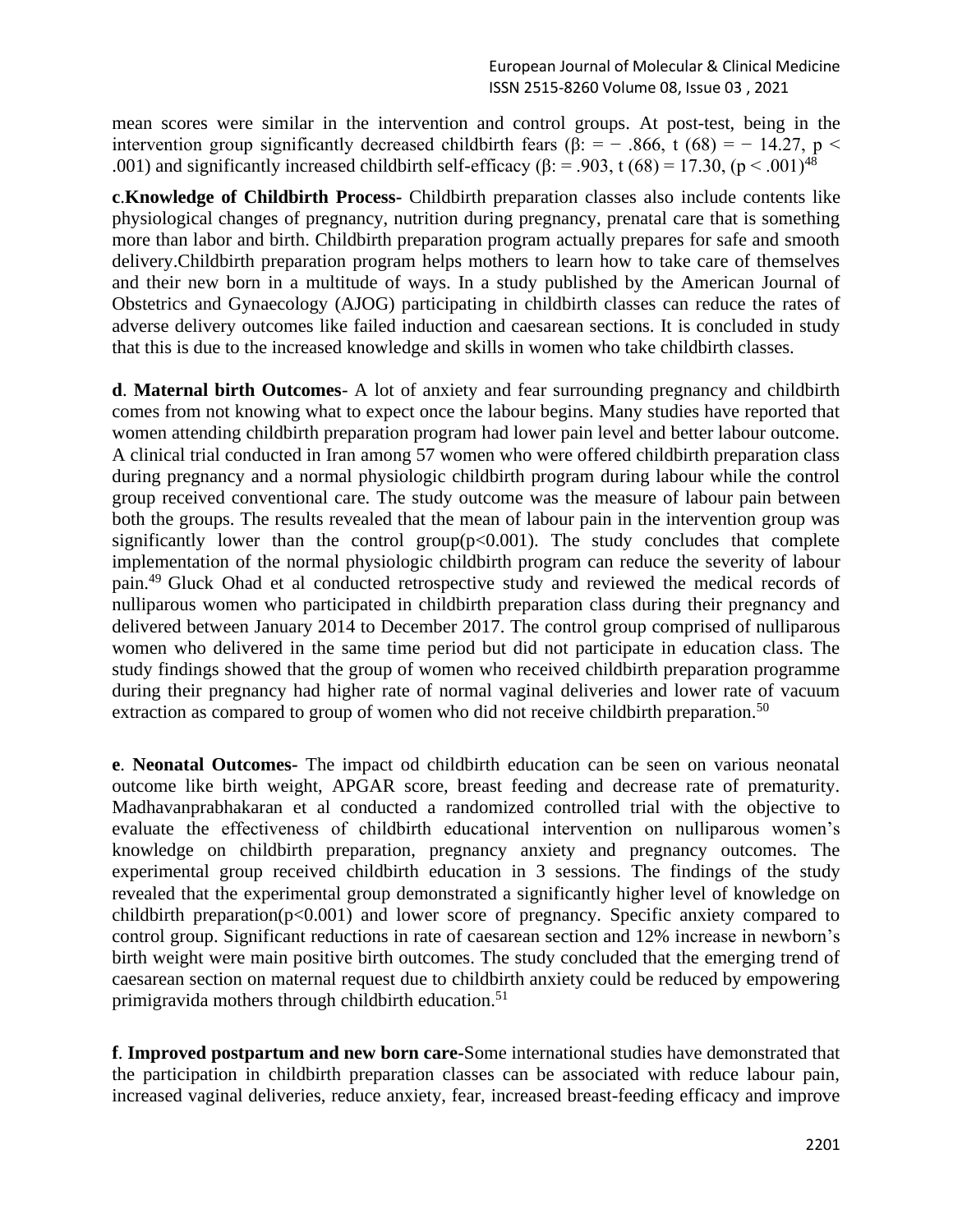mean scores were similar in the intervention and control groups. At post-test, being in the intervention group significantly decreased childbirth fears ($\beta$: = − .866, $t(68) = -14.27$, $p < .001$) and significantly increased childbirth self-efficacy ($\beta$: = .903, $t(68) = 17.30$, ($p < .001$)[48]

**c**.**Knowledge of Childbirth Process-** Childbirth preparation classes also include contents like physiological changes of pregnancy, nutrition during pregnancy, prenatal care that is something more than labor and birth. Childbirth preparation program actually prepares for safe and smooth delivery.Childbirth preparation program helps mothers to learn how to take care of themselves and their new born in a multitude of ways. In a study published by the American Journal of Obstetrics and Gynaecology (AJOG) participating in childbirth classes can reduce the rates of adverse delivery outcomes like failed induction and caesarean sections. It is concluded in study that this is due to the increased knowledge and skills in women who take childbirth classes.

**d**. **Maternal birth Outcomes**- A lot of anxiety and fear surrounding pregnancy and childbirth comes from not knowing what to expect once the labour begins. Many studies have reported that women attending childbirth preparation program had lower pain level and better labour outcome. A clinical trial conducted in Iran among 57 women who were offered childbirth preparation class during pregnancy and a normal physiologic childbirth program during labour while the control group received conventional care. The study outcome was the measure of labour pain between both the groups. The results revealed that the mean of labour pain in the intervention group was significantly lower than the control group($p<0.001$). The study concludes that complete implementation of the normal physiologic childbirth program can reduce the severity of labour pain.[49] Gluck Ohad et al conducted retrospective study and reviewed the medical records of nulliparous women who participated in childbirth preparation class during their pregnancy and delivered between January 2014 to December 2017. The control group comprised of nulliparous women who delivered in the same time period but did not participate in education class. The study findings showed that the group of women who received childbirth preparation programme during their pregnancy had higher rate of normal vaginal deliveries and lower rate of vacuum extraction as compared to group of women who did not receive childbirth preparation.[50]

**e**. **Neonatal Outcomes-** The impact od childbirth education can be seen on various neonatal outcome like birth weight, APGAR score, breast feeding and decrease rate of prematurity. Madhavanprabhakaran et al conducted a randomized controlled trial with the objective to evaluate the effectiveness of childbirth educational intervention on nulliparous women's knowledge on childbirth preparation, pregnancy anxiety and pregnancy outcomes. The experimental group received childbirth education in 3 sessions. The findings of the study revealed that the experimental group demonstrated a significantly higher level of knowledge on childbirth preparation($p<0.001$) and lower score of pregnancy. Specific anxiety compared to control group. Significant reductions in rate of caesarean section and 12% increase in newborn's birth weight were main positive birth outcomes. The study concluded that the emerging trend of caesarean section on maternal request due to childbirth anxiety could be reduced by empowering primigravida mothers through childbirth education.[51]

**f**. **Improved postpartum and new born care-**Some international studies have demonstrated that the participation in childbirth preparation classes can be associated with reduce labour pain, increased vaginal deliveries, reduce anxiety, fear, increased breast-feeding efficacy and improve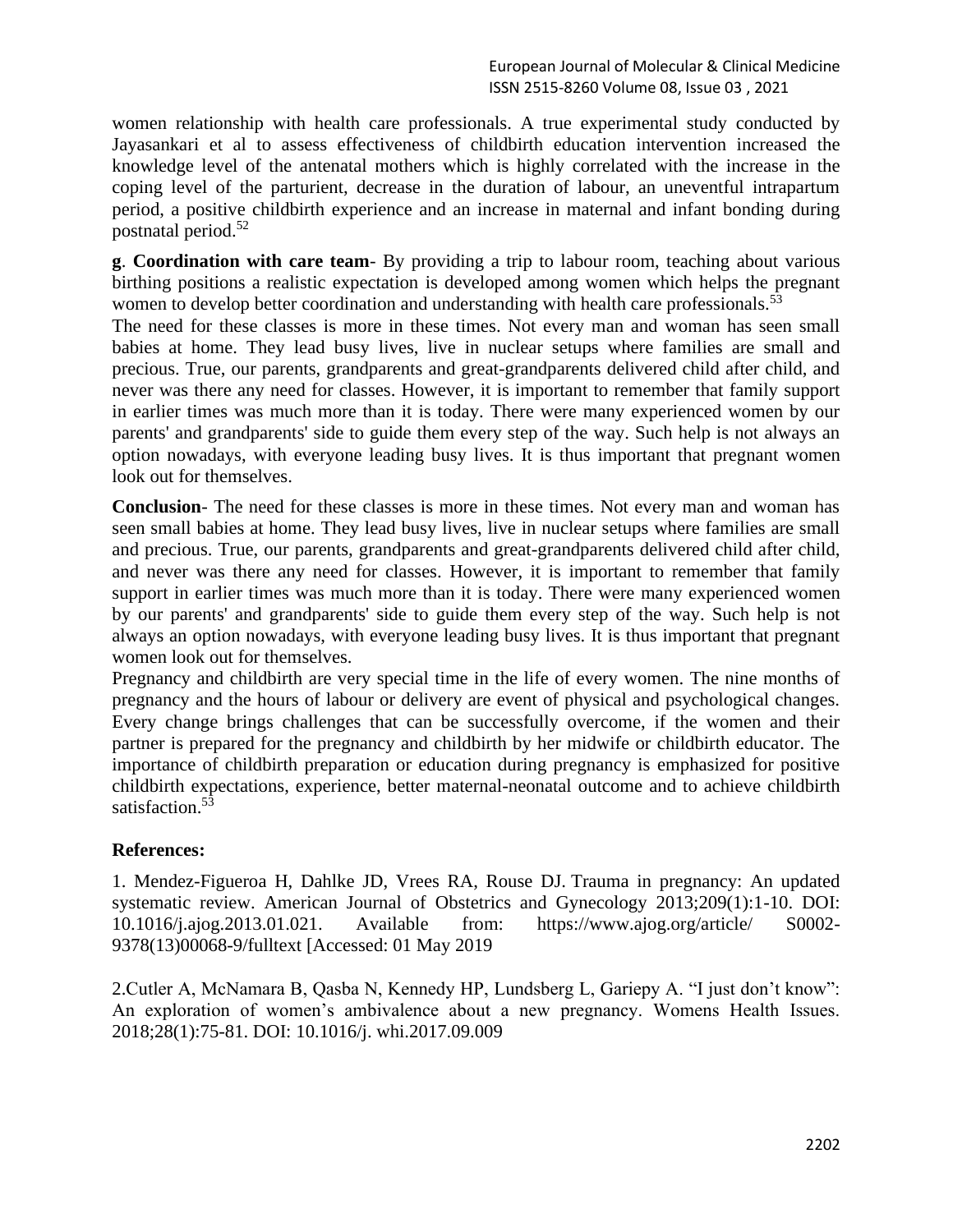women relationship with health care professionals. A true experimental study conducted by Jayasankari et al to assess effectiveness of childbirth education intervention increased the knowledge level of the antenatal mothers which is highly correlated with the increase in the coping level of the parturient, decrease in the duration of labour, an uneventful intrapartum period, a positive childbirth experience and an increase in maternal and infant bonding during postnatal period.[52]

**g**. **Coordination with care team**- By providing a trip to labour room, teaching about various birthing positions a realistic expectation is developed among women which helps the pregnant women to develop better coordination and understanding with health care professionals.[53]

The need for these classes is more in these times. Not every man and woman has seen small babies at home. They lead busy lives, live in nuclear setups where families are small and precious. True, our parents, grandparents and great-grandparents delivered child after child, and never was there any need for classes. However, it is important to remember that family support in earlier times was much more than it is today. There were many experienced women by our parents' and grandparents' side to guide them every step of the way. Such help is not always an option nowadays, with everyone leading busy lives. It is thus important that pregnant women look out for themselves.

**Conclusion**- The need for these classes is more in these times. Not every man and woman has seen small babies at home. They lead busy lives, live in nuclear setups where families are small and precious. True, our parents, grandparents and great-grandparents delivered child after child, and never was there any need for classes. However, it is important to remember that family support in earlier times was much more than it is today. There were many experienced women by our parents' and grandparents' side to guide them every step of the way. Such help is not always an option nowadays, with everyone leading busy lives. It is thus important that pregnant women look out for themselves.

Pregnancy and childbirth are very special time in the life of every women. The nine months of pregnancy and the hours of labour or delivery are event of physical and psychological changes. Every change brings challenges that can be successfully overcome, if the women and their partner is prepared for the pregnancy and childbirth by her midwife or childbirth educator. The importance of childbirth preparation or education during pregnancy is emphasized for positive childbirth expectations, experience, better maternal-neonatal outcome and to achieve childbirth satisfaction.[53]

## References:

1. Mendez-Figueroa H, Dahlke JD, Vrees RA, Rouse DJ. Trauma in pregnancy: An updated systematic review. American Journal of Obstetrics and Gynecology 2013;209(1):1-10. DOI: 10.1016/j.ajog.2013.01.021. Available from: https://www.ajog.org/article/ S0002-9378(13)00068-9/fulltext [Accessed: 01 May 2019

2.Cutler A, McNamara B, Qasba N, Kennedy HP, Lundsberg L, Gariepy A. "I just don't know": An exploration of women's ambivalence about a new pregnancy. Womens Health Issues. 2018;28(1):75-81. DOI: 10.1016/j. whi.2017.09.009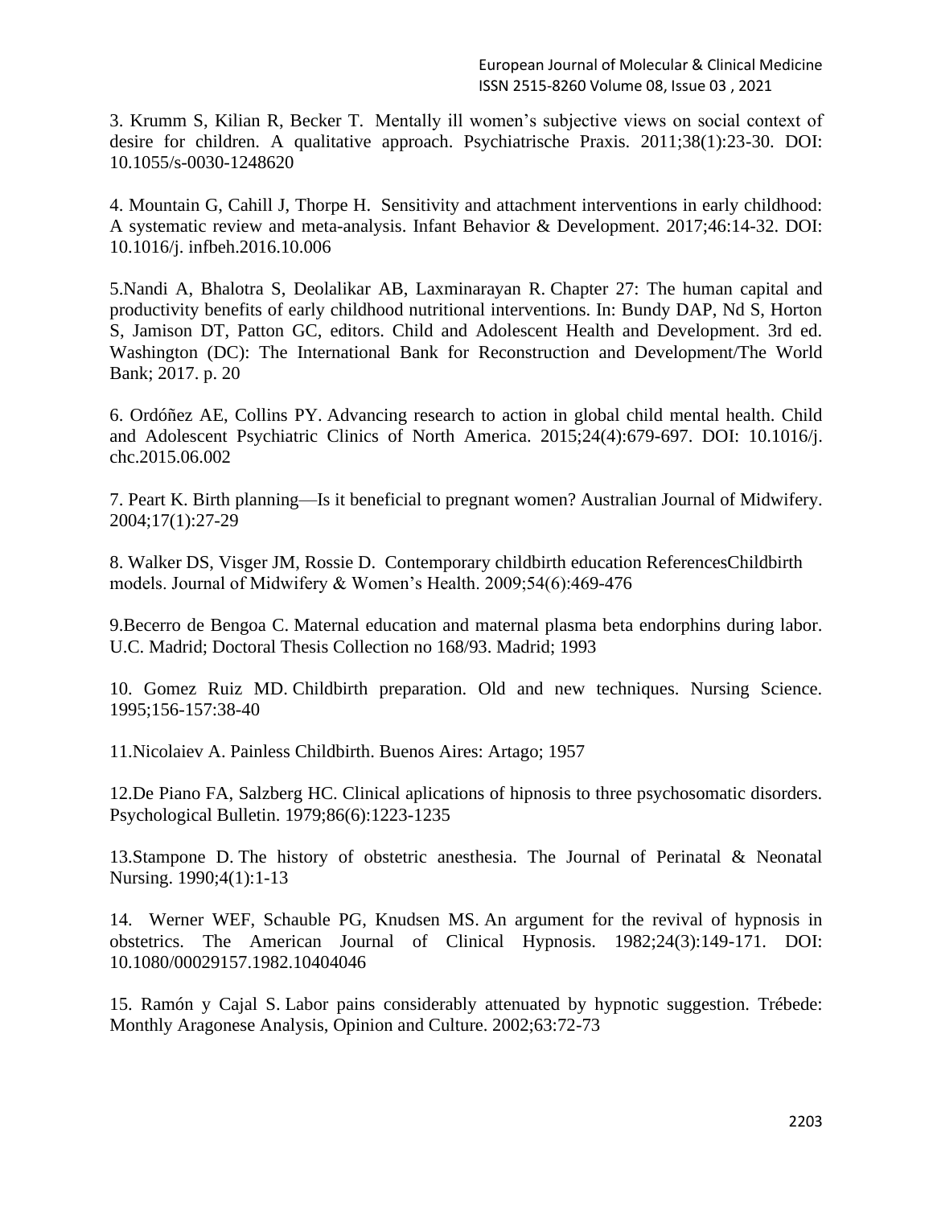3. Krumm S, Kilian R, Becker T. Mentally ill women's subjective views on social context of desire for children. A qualitative approach. Psychiatrische Praxis. 2011;38(1):23-30. DOI: 10.1055/s-0030-1248620

4. Mountain G, Cahill J, Thorpe H. Sensitivity and attachment interventions in early childhood: A systematic review and meta-analysis. Infant Behavior & Development. 2017;46:14-32. DOI: 10.1016/j. infbeh.2016.10.006

5.Nandi A, Bhalotra S, Deolalikar AB, Laxminarayan R. Chapter 27: The human capital and productivity benefits of early childhood nutritional interventions. In: Bundy DAP, Nd S, Horton S, Jamison DT, Patton GC, editors. Child and Adolescent Health and Development. 3rd ed. Washington (DC): The International Bank for Reconstruction and Development/The World Bank; 2017. p. 20

6. Ordóñez AE, Collins PY. Advancing research to action in global child mental health. Child and Adolescent Psychiatric Clinics of North America. 2015;24(4):679-697. DOI: 10.1016/j. chc.2015.06.002

7. Peart K. Birth planning—Is it beneficial to pregnant women? Australian Journal of Midwifery. 2004;17(1):27-29

8. Walker DS, Visger JM, Rossie D. Contemporary childbirth education ReferencesChildbirth models. Journal of Midwifery & Women's Health. 2009;54(6):469-476

9.Becerro de Bengoa C. Maternal education and maternal plasma beta endorphins during labor. U.C. Madrid; Doctoral Thesis Collection no 168/93. Madrid; 1993

10. Gomez Ruiz MD. Childbirth preparation. Old and new techniques. Nursing Science. 1995;156-157:38-40

11.Nicolaiev A. Painless Childbirth. Buenos Aires: Artago; 1957

12.De Piano FA, Salzberg HC. Clinical aplications of hipnosis to three psychosomatic disorders. Psychological Bulletin. 1979;86(6):1223-1235

13.Stampone D. The history of obstetric anesthesia. The Journal of Perinatal & Neonatal Nursing. 1990;4(1):1-13

14. Werner WEF, Schauble PG, Knudsen MS. An argument for the revival of hypnosis in obstetrics. The American Journal of Clinical Hypnosis. 1982;24(3):149-171. DOI: 10.1080/00029157.1982.10404046

15. Ramón y Cajal S. Labor pains considerably attenuated by hypnotic suggestion. Trébede: Monthly Aragonese Analysis, Opinion and Culture. 2002;63:72-73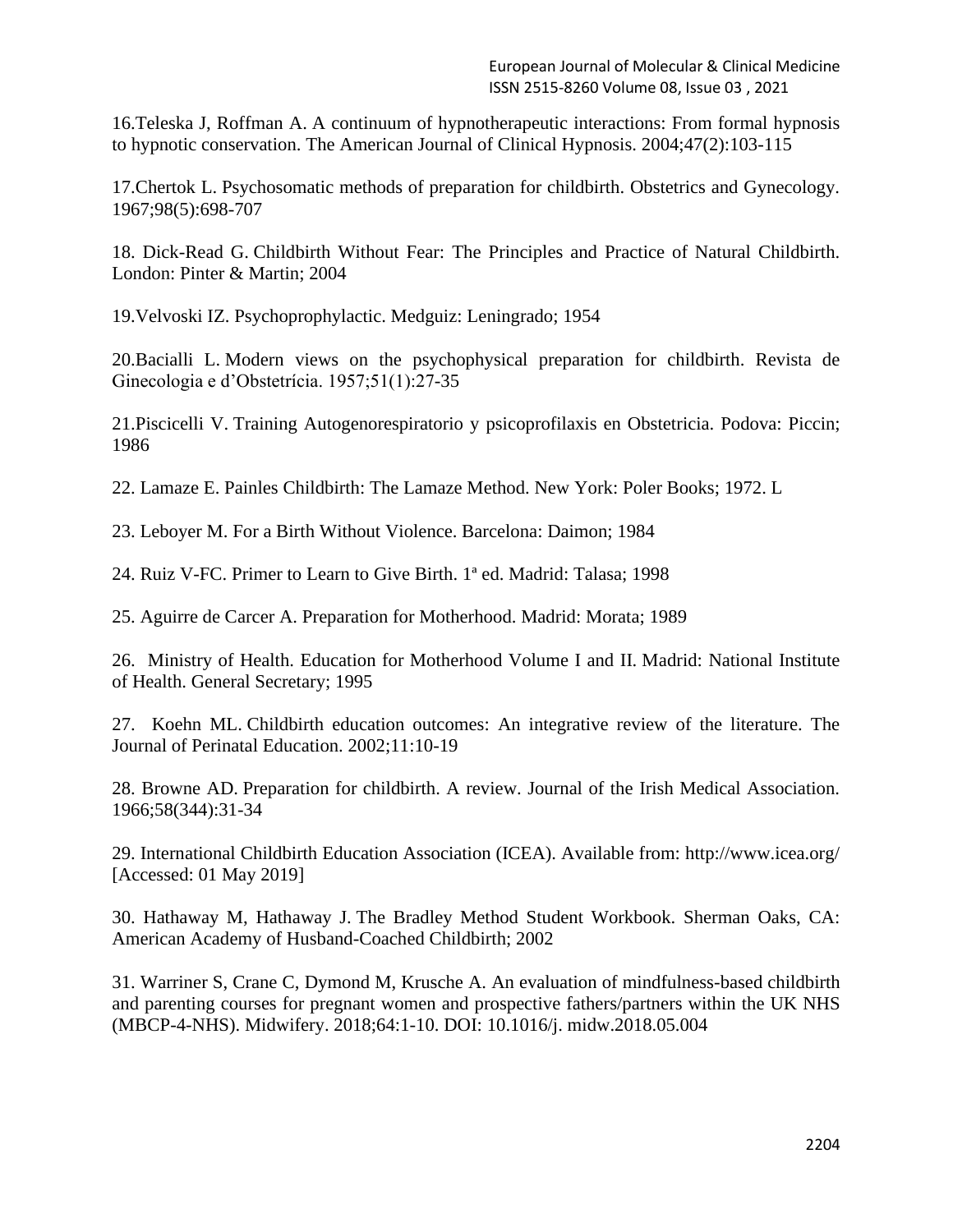16.Teleska J, Roffman A. A continuum of hypnotherapeutic interactions: From formal hypnosis to hypnotic conservation. The American Journal of Clinical Hypnosis. 2004;47(2):103-115

17.Chertok L. Psychosomatic methods of preparation for childbirth. Obstetrics and Gynecology. 1967;98(5):698-707

18. Dick-Read G. Childbirth Without Fear: The Principles and Practice of Natural Childbirth. London: Pinter & Martin; 2004

19.Velvoski IZ. Psychoprophylactic. Medguiz: Leningrado; 1954

20.Bacialli L. Modern views on the psychophysical preparation for childbirth. Revista de Ginecologia e d'Obstetrícia. 1957;51(1):27-35

21.Piscicelli V. Training Autogenorespiratorio y psicoprofilaxis en Obstetricia. Podova: Piccin; 1986

22. Lamaze E. Painles Childbirth: The Lamaze Method. New York: Poler Books; 1972. L

23. Leboyer M. For a Birth Without Violence. Barcelona: Daimon; 1984

24. Ruiz V-FC. Primer to Learn to Give Birth. 1ª ed. Madrid: Talasa; 1998

25. Aguirre de Carcer A. Preparation for Motherhood. Madrid: Morata; 1989

26. Ministry of Health. Education for Motherhood Volume I and II. Madrid: National Institute of Health. General Secretary; 1995

27. Koehn ML. Childbirth education outcomes: An integrative review of the literature. The Journal of Perinatal Education. 2002;11:10-19

28. Browne AD. Preparation for childbirth. A review. Journal of the Irish Medical Association. 1966;58(344):31-34

29. International Childbirth Education Association (ICEA). Available from: http://www.icea.org/ [Accessed: 01 May 2019]

30. Hathaway M, Hathaway J. The Bradley Method Student Workbook. Sherman Oaks, CA: American Academy of Husband-Coached Childbirth; 2002

31. Warriner S, Crane C, Dymond M, Krusche A. An evaluation of mindfulness-based childbirth and parenting courses for pregnant women and prospective fathers/partners within the UK NHS (MBCP-4-NHS). Midwifery. 2018;64:1-10. DOI: 10.1016/j. midw.2018.05.004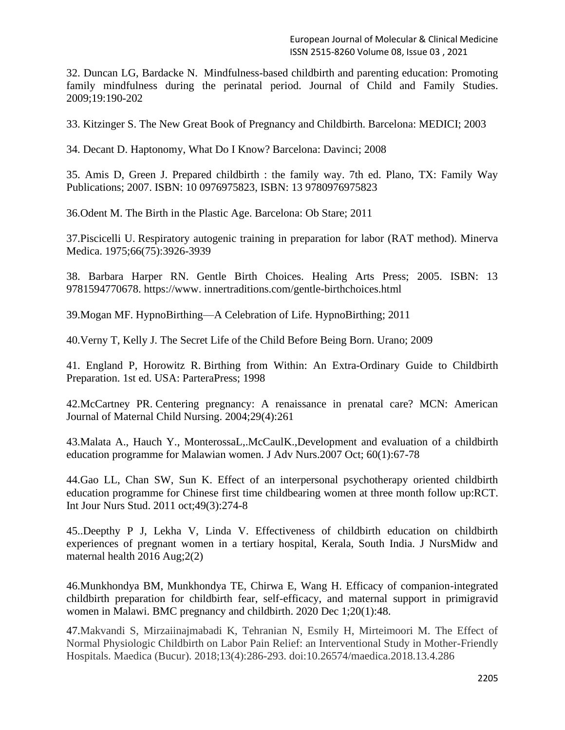32. Duncan LG, Bardacke N. Mindfulness-based childbirth and parenting education: Promoting family mindfulness during the perinatal period. Journal of Child and Family Studies. 2009;19:190-202

33. Kitzinger S. The New Great Book of Pregnancy and Childbirth. Barcelona: MEDICI; 2003

34. Decant D. Haptonomy, What Do I Know? Barcelona: Davinci; 2008

35. Amis D, Green J. Prepared childbirth : the family way. 7th ed. Plano, TX: Family Way Publications; 2007. ISBN: 10 0976975823, ISBN: 13 9780976975823

36.Odent M. The Birth in the Plastic Age. Barcelona: Ob Stare; 2011

37.Piscicelli U. Respiratory autogenic training in preparation for labor (RAT method). Minerva Medica. 1975;66(75):3926-3939

38. Barbara Harper RN. Gentle Birth Choices. Healing Arts Press; 2005. ISBN: 13 9781594770678. https://www. innertraditions.com/gentle-birthchoices.html

39.Mogan MF. HypnoBirthing—A Celebration of Life. HypnoBirthing; 2011

40.Verny T, Kelly J. The Secret Life of the Child Before Being Born. Urano; 2009

41. England P, Horowitz R. Birthing from Within: An Extra-Ordinary Guide to Childbirth Preparation. 1st ed. USA: ParteraPress; 1998

42.McCartney PR. Centering pregnancy: A renaissance in prenatal care? MCN: American Journal of Maternal Child Nursing. 2004;29(4):261

43.Malata A., Hauch Y., MonterossaL,.McCaulK.,Development and evaluation of a childbirth education programme for Malawian women. J Adv Nurs.2007 Oct; 60(1):67-78

44.Gao LL, Chan SW, Sun K. Effect of an interpersonal psychotherapy oriented childbirth education programme for Chinese first time childbearing women at three month follow up:RCT. Int Jour Nurs Stud. 2011 oct;49(3):274-8

45..Deepthy P J, Lekha V, Linda V. Effectiveness of childbirth education on childbirth experiences of pregnant women in a tertiary hospital, Kerala, South India. J NursMidw and maternal health 2016 Aug;2(2)

46.Munkhondya BM, Munkhondya TE, Chirwa E, Wang H. Efficacy of companion-integrated childbirth preparation for childbirth fear, self-efficacy, and maternal support in primigravid women in Malawi. BMC pregnancy and childbirth. 2020 Dec 1;20(1):48.

47.Makvandi S, Mirzaiinajmabadi K, Tehranian N, Esmily H, Mirteimoori M. The Effect of Normal Physiologic Childbirth on Labor Pain Relief: an Interventional Study in Mother-Friendly Hospitals. Maedica (Bucur). 2018;13(4):286-293. doi:10.26574/maedica.2018.13.4.286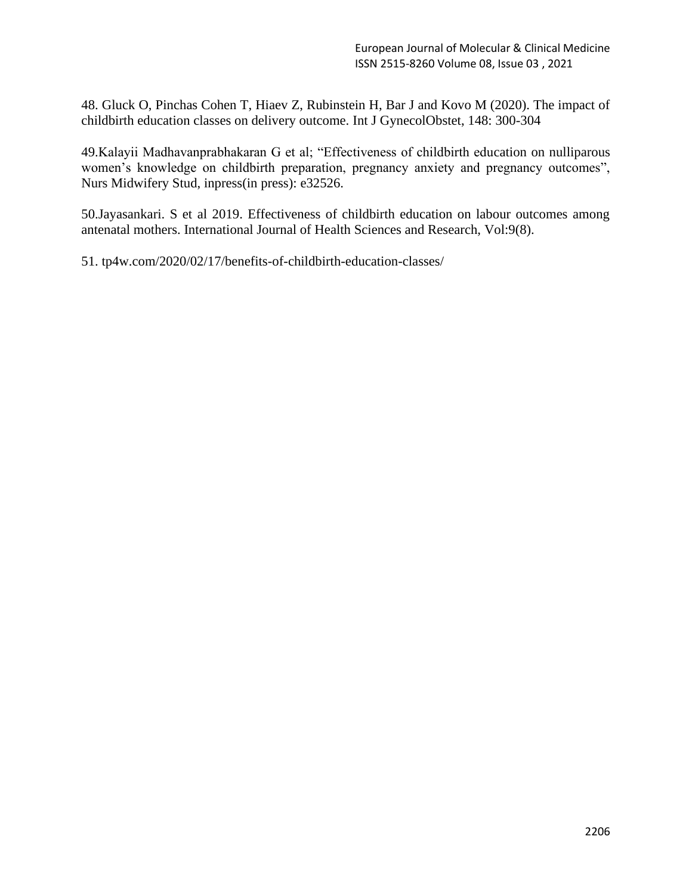48. Gluck O, Pinchas Cohen T, Hiaev Z, Rubinstein H, Bar J and Kovo M (2020). The impact of childbirth education classes on delivery outcome. Int J GynecolObstet, 148: 300-304

49.Kalayii Madhavanprabhakaran G et al; "Effectiveness of childbirth education on nulliparous women's knowledge on childbirth preparation, pregnancy anxiety and pregnancy outcomes", Nurs Midwifery Stud, inpress(in press): e32526.

50.Jayasankari. S et al 2019. Effectiveness of childbirth education on labour outcomes among antenatal mothers. International Journal of Health Sciences and Research, Vol:9(8).

51. tp4w.com/2020/02/17/benefits-of-childbirth-education-classes/